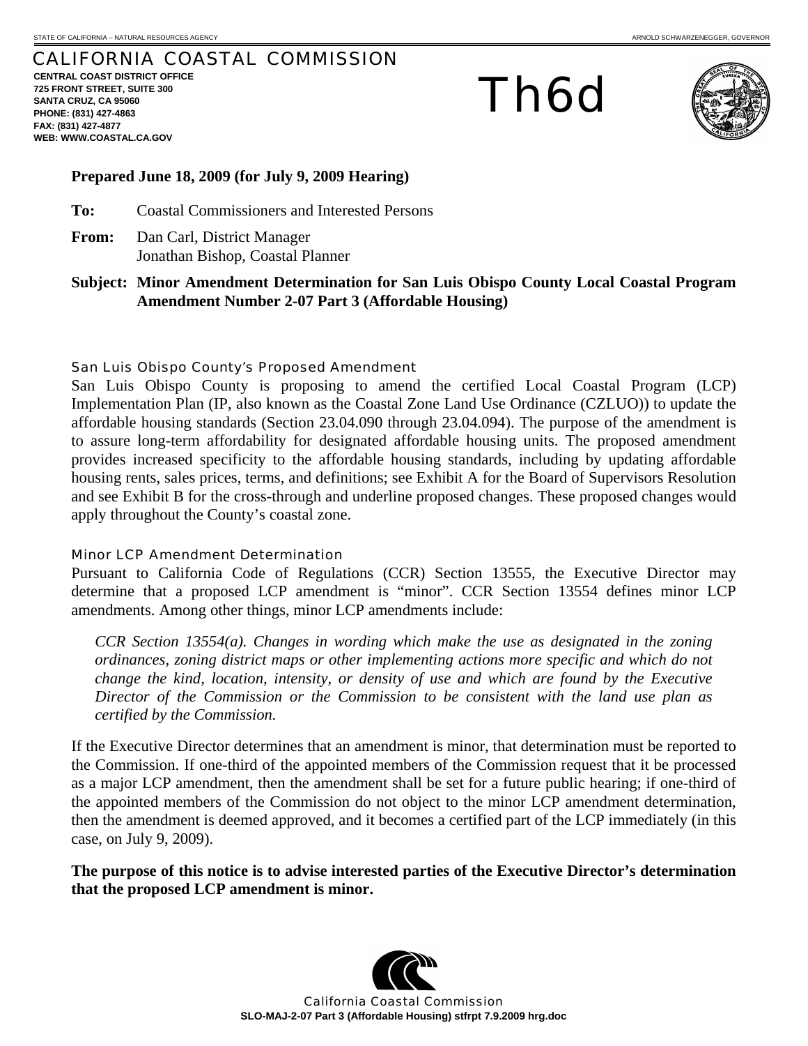STATE OF CALIFORNIA – NATURAL RESOURCES AGENCY ARNOLD SCHWARZENEGGER, GOVERNOR

# CALIFORNIA COASTAL COMMISSION

**CENTRAL COAST DISTRICT OFFICE**
**725 FRONT STREET, SUITE 300**
**SANTA CRUZ, CA 95060**
**PHONE: (831) 427-4863**
**FAX: (831) 427-4877**
**WEB: WWW.COASTAL.CA.GOV**

# Th6d

**Prepared June 18, 2009 (for July 9, 2009 Hearing)**

**To:** Coastal Commissioners and Interested Persons

**From:** Dan Carl, District Manager
Jonathan Bishop, Coastal Planner

**Subject: Minor Amendment Determination for San Luis Obispo County Local Coastal Program Amendment Number 2-07 Part 3 (Affordable Housing)**

### San Luis Obispo County's Proposed Amendment

San Luis Obispo County is proposing to amend the certified Local Coastal Program (LCP) Implementation Plan (IP, also known as the Coastal Zone Land Use Ordinance (CZLUO)) to update the affordable housing standards (Section 23.04.090 through 23.04.094). The purpose of the amendment is to assure long-term affordability for designated affordable housing units. The proposed amendment provides increased specificity to the affordable housing standards, including by updating affordable housing rents, sales prices, terms, and definitions; see Exhibit A for the Board of Supervisors Resolution and see Exhibit B for the cross-through and underline proposed changes. These proposed changes would apply throughout the County's coastal zone.

### Minor LCP Amendment Determination

Pursuant to California Code of Regulations (CCR) Section 13555, the Executive Director may determine that a proposed LCP amendment is "minor". CCR Section 13554 defines minor LCP amendments. Among other things, minor LCP amendments include:

> *CCR Section 13554(a). Changes in wording which make the use as designated in the zoning ordinances, zoning district maps or other implementing actions more specific and which do not change the kind, location, intensity, or density of use and which are found by the Executive Director of the Commission or the Commission to be consistent with the land use plan as certified by the Commission.*

If the Executive Director determines that an amendment is minor, that determination must be reported to the Commission. If one-third of the appointed members of the Commission request that it be processed as a major LCP amendment, then the amendment shall be set for a future public hearing; if one-third of the appointed members of the Commission do not object to the minor LCP amendment determination, then the amendment is deemed approved, and it becomes a certified part of the LCP immediately (in this case, on July 9, 2009).

**The purpose of this notice is to advise interested parties of the Executive Director's determination that the proposed LCP amendment is minor.**

California Coastal Commission
**SLO-MAJ-2-07 Part 3 (Affordable Housing) stfrpt 7.9.2009 hrg.doc**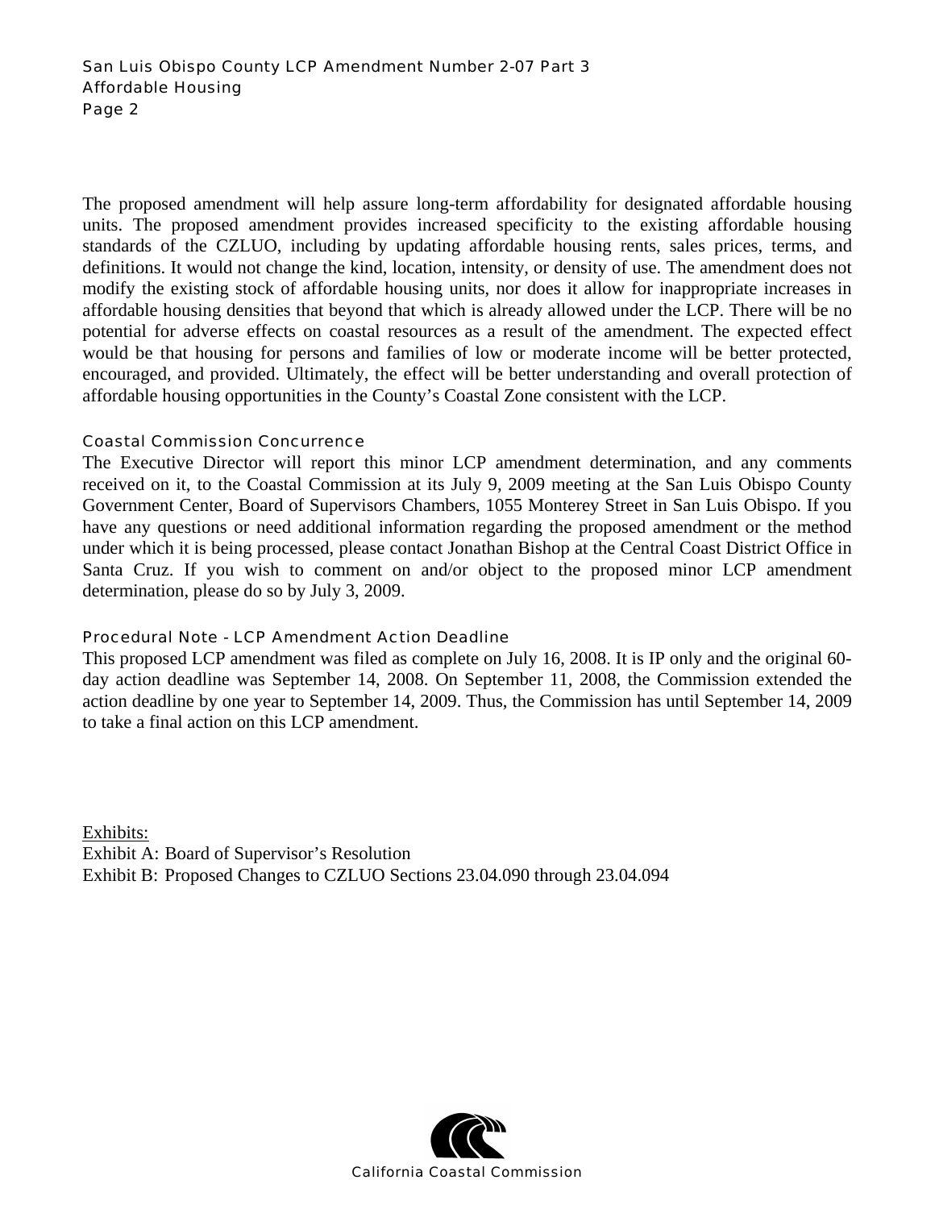The proposed amendment will help assure long-term affordability for designated affordable housing units. The proposed amendment provides increased specificity to the existing affordable housing standards of the CZLUO, including by updating affordable housing rents, sales prices, terms, and definitions. It would not change the kind, location, intensity, or density of use. The amendment does not modify the existing stock of affordable housing units, nor does it allow for inappropriate increases in affordable housing densities that beyond that which is already allowed under the LCP. There will be no potential for adverse effects on coastal resources as a result of the amendment. The expected effect would be that housing for persons and families of low or moderate income will be better protected, encouraged, and provided. Ultimately, the effect will be better understanding and overall protection of affordable housing opportunities in the County's Coastal Zone consistent with the LCP.

### Coastal Commission Concurrence

The Executive Director will report this minor LCP amendment determination, and any comments received on it, to the Coastal Commission at its July 9, 2009 meeting at the San Luis Obispo County Government Center, Board of Supervisors Chambers, 1055 Monterey Street in San Luis Obispo. If you have any questions or need additional information regarding the proposed amendment or the method under which it is being processed, please contact Jonathan Bishop at the Central Coast District Office in Santa Cruz. If you wish to comment on and/or object to the proposed minor LCP amendment determination, please do so by July 3, 2009.

### Procedural Note - LCP Amendment Action Deadline

This proposed LCP amendment was filed as complete on July 16, 2008. It is IP only and the original 60-day action deadline was September 14, 2008. On September 11, 2008, the Commission extended the action deadline by one year to September 14, 2009. Thus, the Commission has until September 14, 2009 to take a final action on this LCP amendment.

Exhibits:

Exhibit A: Board of Supervisor's Resolution

Exhibit B: Proposed Changes to CZLUO Sections 23.04.090 through 23.04.094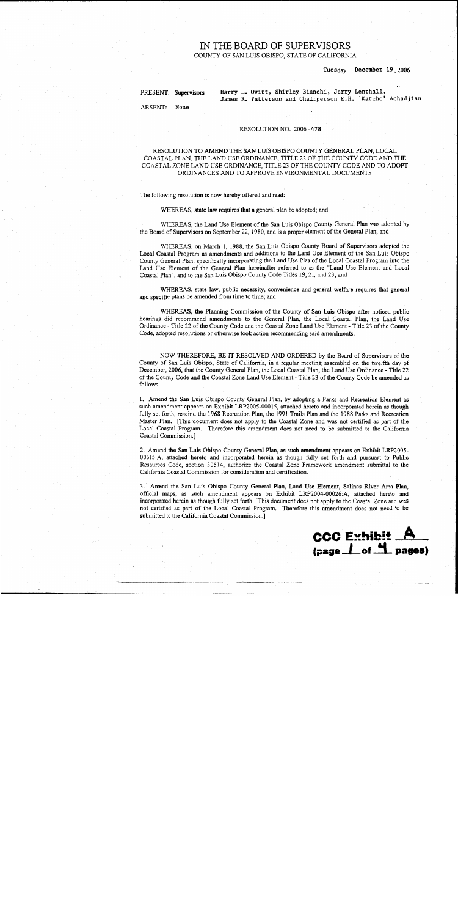# IN THE BOARD OF SUPERVISORS

COUNTY OF SAN LUIS OBISPO, STATE OF CALIFORNIA

Tuesday December 19, 2006

PRESENT: Supervisors Harry L. Ovitt, Shirley Bianchi, Jerry Lenthall, James R. Patterson and Chairperson K.H. 'Katcho' Achadjian

ABSENT: None

RESOLUTION NO. 2006-478

RESOLUTION TO AMEND THE SAN LUIS OBISPO COUNTY GENERAL PLAN, LOCAL COASTAL PLAN, THE LAND USE ORDINANCE, TITLE 22 OF THE COUNTY CODE AND THE COASTAL ZONE LAND USE ORDINANCE, TITLE 23 OF THE COUNTY CODE AND TO ADOPT ORDINANCES AND TO APPROVE ENVIRONMENTAL DOCUMENTS

The following resolution is now hereby offered and read:

WHEREAS, state law requires that a general plan be adopted; and

WHEREAS, the Land Use Element of the San Luis Obispo County General Plan was adopted by the Board of Supervisors on September 22, 1980, and is a proper element of the General Plan; and

WHEREAS, on March 1, 1988, the San Luis Obispo County Board of Supervisors adopted the Local Coastal Program as amendments and additions to the Land Use Element of the San Luis Obispo County General Plan, specifically incorporating the Land Use Plan of the Local Coastal Program into the Land Use Element of the General Plan hereinafter referred to as the "Land Use Element and Local Coastal Plan", and to the San Luis Obispo County Code Titles 19, 21, and 23; and

WHEREAS, state law, public necessity, convenience and general welfare requires that general and specific plans be amended from time to time; and

WHEREAS, the Planning Commission of the County of San Luis Obispo after noticed public hearings did recommend amendments to the General Plan, the Local Coastal Plan, the Land Use Ordinance - Title 22 of the County Code and the Coastal Zone Land Use Element - Title 23 of the County Code, adopted resolutions or otherwise took action recommending said amendments.

NOW THEREFORE, BE IT RESOLVED AND ORDERED by the Board of Supervisors of the County of San Luis Obispo, State of California, in a regular meeting assembled on the twelfth day of December, 2006, that the County General Plan, the Local Coastal Plan, the Land Use Ordinance - Title 22 of the County Code and the Coastal Zone Land Use Element - Title 23 of the County Code be amended as follows:

1. Amend the San Luis Obispo County General Plan, by adopting a Parks and Recreation Element as such amendment appears on Exhibit LRP2005-00015, attached hereto and incorporated herein as though fully set forth, rescind the 1968 Recreation Plan, the 1991 Trails Plan and the 1988 Parks and Recreation Master Plan. [This document does not apply to the Coastal Zone and was not certified as part of the Local Coastal Program. Therefore this amendment does not need to be submitted to the California Coastal Commission.]

2. Amend the San Luis Obispo County General Plan, as such amendment appears on Exhibit LRP2005-00015:A, attached hereto and incorporated herein as though fully set forth and pursuant to Public Resources Code, section 30514, authorize the Coastal Zone Framework amendment submittal to the California Coastal Commission for consideration and certification.

3. Amend the San Luis Obispo County General Plan, Land Use Element, Salinas River Area Plan, official maps, as such amendment appears on Exhibit LRP2004-00026:A, attached hereto and incorporated herein as though fully set forth. [This document does not apply to the Coastal Zone and was not certified as part of the Local Coastal Program. Therefore this amendment does not need to be submitted to the California Coastal Commission.]

CCC Exhibit A
(page 1 of 4 pages)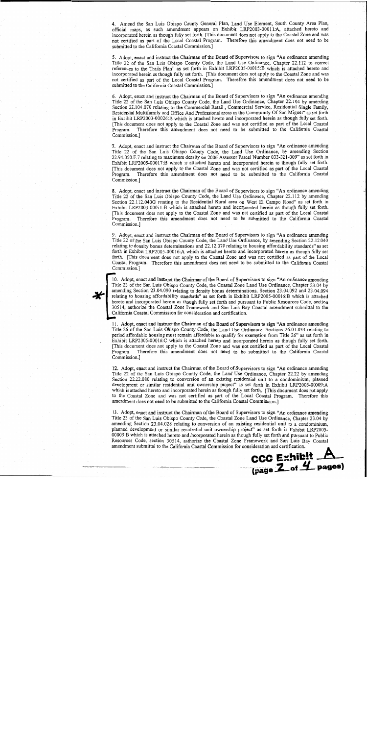4. Amend the San Luis Obispo County General Plan, Land Use Element, South County Area Plan, official maps, as such amendment appears on Exhibit LRP2003-00011:A, attached hereto and incorporated herein as though fully set forth. [This document does not apply to the Coastal Zone and was not certified as part of the Local Coastal Program. Therefore this amendment does not need to be submitted to the California Coastal Commission.]

5. Adopt, enact and instruct the Chairman of the Board of Supervisors to sign "An ordinance amending Title 22 of the San Luis Obispo County Code, the Land Use Ordinance, Chapter 22.112 to correct references to the Trails Plan" as set forth in Exhibit LRP2005-00015:B which is attached hereto and incorporated herein as though fully set forth. [This document does not apply to the Coastal Zone and was not certified as part of the Local Coastal Program. Therefore this amendment does not need to be submitted to the California Coastal Commission.]

6. Adopt, enact and instruct the Chairman of the Board of Supervisors to sign "An ordinance amending Title 22 of the San Luis Obispo County Code, the Land Use Ordinance, Chapter 22.104 by amending Section 22.104.070 relating to the Commercial Retail, Commercial Service, Residential Single Family, Residential Multifamily and Office And Professional areas in the Community Of San Miguel" as set forth in Exhibit LRP2003-00026:B which is attached hereto and incorporated herein as though fully set forth. [This document does not apply to the Coastal Zone and was not certified as part of the Local Coastal Program. Therefore this amendment does not need to be submitted to the California Coastal Commission.]

7. Adopt, enact and instruct the Chairman of the Board of Supervisors to sign "An ordinance amending Title 22 of the San Luis Obispo County Code, the Land Use Ordinance, by amending Section 22.94.050.F.7 relating to maximum density on 2006 Assessor Parcel Number 033-321-009" as set forth in Exhibit LRP2005-00017:B which is attached hereto and incorporated herein as though fully set forth. [This document does not apply to the Coastal Zone and was not certified as part of the Local Coastal Program. Therefore this amendment does not need to be submitted to the California Coastal Commission.]

8. Adopt, enact and instruct the Chairman of the Board of Supervisors to sign "An ordinance amending Title 22 of the San Luis Obispo County Code, the Land Use Ordinance, Chapter 22.112 by amending Section 22.112.040G relating to the Residential Rural area on West El Campo Road" as set forth in Exhibit LRP2003-00011:B which is attached hereto and incorporated herein as though fully set forth. [This document does not apply to the Coastal Zone and was not certified as part of the Local Coastal Program. Therefore this amendment does not need to be submitted to the California Coastal Commission.]

9. Adopt, enact and instruct the Chairman of the Board of Supervisors to sign "An ordinance amending Title 22 of the San Luis Obispo County Code, the Land Use Ordinance, by amending Section 22.12.040 relating to density bonus determinations and 22.12.070 relating to housing affordability standards" as set forth in Exhibit LRP2005-00016:A which is attached hereto and incorporated herein as though fully set forth. [This document does not apply to the Coastal Zone and was not certified as part of the Local Coastal Program. Therefore this amendment does not need to be submitted to the California Coastal Commission.]

10. Adopt, enact and instruct the Chairman of the Board of Supervisors to sign "An ordinance amending Title 23 of the San Luis Obispo County Code, the Coastal Zone Land Use Ordinance, Chapter 23.04 by amending Section 23.04.090 relating to density bonus determinations, Section 23.04.092 and 23.04.094 relating to housing affordability standards" as set forth in Exhibit LRP2005-00016:B which is attached hereto and incorporated herein as though fully set forth and pursuant to Public Resources Code, section 30514, authorize the Coastal Zone Framework and San Luis Bay Coastal amendment submittal to the California Coastal Commission for consideration and certification.

11. Adopt, enact and instruct the Chairman of the Board of Supervisors to sign "An ordinance amending Title 26 of the San Luis Obispo County Code, the Land Use Ordinance, Sections 26.01.034 relating to period affordable housing must remain affordable to qualify for exemption from Title 26" as set forth in Exhibit LRP2005-00016:C which is attached hereto and incorporated herein as though fully set forth. [This document does not apply to the Coastal Zone and was not certified as part of the Local Coastal Program. Therefore this amendment does not need to be submitted to the California Coastal Commission.]

12. Adopt, enact and instruct the Chairman of the Board of Supervisors to sign "An ordinance amending Title 22 of the San Luis Obispo County Code, the Land Use Ordinance, Chapter 22.22 by amending Section 22.22.080 relating to conversion of an existing residential unit to a condominium, planned development or similar residential unit ownership project" as set forth in Exhibit LRP2005-00009:A which is attached hereto and incorporated herein as though fully set forth. [This document does not apply to the Coastal Zone and was not certified as part of the Local Coastal Program. Therefore this amendment does not need to be submitted to the California Coastal Commission.]

13. Adopt, enact and instruct the Chairman of the Board of Supervisors to sign "An ordinance amending Title 23 of the San Luis Obispo County Code, the Coastal Zone Land Use Ordinance, Chapter 23.04 by amending Section 23.04.028 relating to conversion of an existing residential unit to a condominium, planned development or similar residential unit ownership project" as set forth in Exhibit LRP2005-00009:B which is attached hereto and incorporated herein as though fully set forth and pursuant to Public Resources Code, section 30514, authorize the Coastal Zone Framework and San Luis Bay Coastal amendment submittal to the California Coastal Commission for consideration and certification.

**CCC Exhibit A**
**(page 2 of 4 pages)**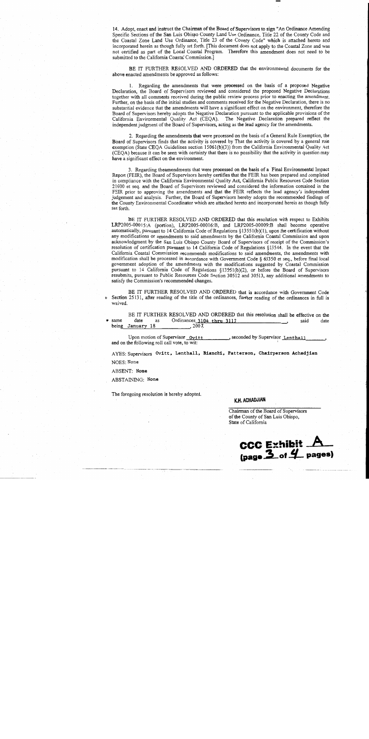14. Adopt, enact and instruct the Chairman of the Board of Supervisors to sign "An Ordinance Amending Specific Sections of the San Luis Obispo County Land Use Ordinance, Title 22 of the County Code and the Coastal Zone Land Use Ordinance, Title 23 of the County Code" which is attached hereto and incorporated herein as though fully set forth. [This document does not apply to the Coastal Zone and was not certified as part of the Local Coastal Program. Therefore this amendment does not need to be submitted to the California Coastal Commission.]

BE IT FURTHER RESOLVED AND ORDERED that the environmental documents for the above enacted amendments be approved as follows:

1. Regarding the amendments that were processed on the basis of a proposed Negative Declaration, the Board of Supervisors reviewed and considered the proposed Negative Declarations together with all comments received during the public review process prior to enacting the amendment. Further, on the basis of the initial studies and comments received for the Negative Declaration, there is no substantial evidence that the amendments will have a significant effect on the environment, therefore the Board of Supervisors hereby adopts the Negative Declaration pursuant to the applicable provisions of the California Environmental Quality Act (CEQA). The Negative Declaration prepared reflect the independent judgment of the Board of Supervisors, acting as the lead agency for the amendments.

2. Regarding the amendments that were processed on the basis of a General Rule Exemption, the Board of Supervisors finds that the activity is covered by That the activity is covered by a general rule exemption (State CEQA Guidelines section 15061(b)(3)) from the California Environmental Quality Act (CEQA) because it can be seen with certainty that there is no possibility that the activity in question may have a significant effect on the environment.

3. Regarding theamendments that were processed on the basis of a Final Environmental Impact Report (FEIR), the Board of Supervisors hereby certifies that the FEIR has been prepared and completed in compliance with the California Environmental Quality Act, California Public Resources Code Section 21000 et seq. and the Board of Supervisors reviewed and considered the information contained in the FEIR prior to approving the amendments and that the FEIR reflects the lead agency's independent judgement and analysis. Further, the Board of Supervisors hereby adopts the recommended findings of the County Environmental Coordinator which are attached hereto and incorporated herein as though fully set forth.

BE IT FURTHER RESOLVED AND ORDERED that this resolution with respect to Exhibits LRP2005-00015:A (portion), LRP2005-00016:B, and LRP2005-00009:B shall become operative automatically, pursuant to 14 California Code of Regulations §13551(b)(1), upon the certification without any modifications or amendments to said amendments by the California Coastal Commission and upon acknowledgment by the San Luis Obispo County Board of Supervisors of receipt of the Commission's resolution of certification pursuant to 14 California Code of Regulations §13544. In the event that the California Coastal Commission recommends modifications to said amendments, the amendments with modification shall be processed in accordance with Government Code § 65350 et seq., before final local government adoption of the amendments with the modifications suggested by Coastal Commission pursuant to 14 California Code of Regulations §13551(b)(2), or before the Board of Supervisors resubmits, pursuant to Public Resources Code Section 30512 and 30513, any additional amendments to satisfy the Commission's recommended changes.

BE IT FURTHER RESOLVED AND ORDERED that in accordance with Government Code Section 25131, after reading of the title of the ordinances, further reading of the ordinances in full is waived.

BE IT FURTHER RESOLVED AND ORDERED that this resolution shall be effective on the same date as Ordinances 3104 thru 3117, said date being January 18, 2007.

Upon motion of Supervisor Ovitt, seconded by Supervisor Lenthall, and on the following roll call vote, to wit:

AYES: Supervisors Ovitt, Lenthall, Bianchi, Patterson, Chairperson Achadjian

NOES: None

ABSENT: None

ABSTAINING: None

The foregoing resolution is hereby adopted.

K.H. ACHADJIAN

Chairman of the Board of Supervisors
of the County of San Luis Obispo,
State of California

CCC Exhibit A
(page 3 of 4 pages)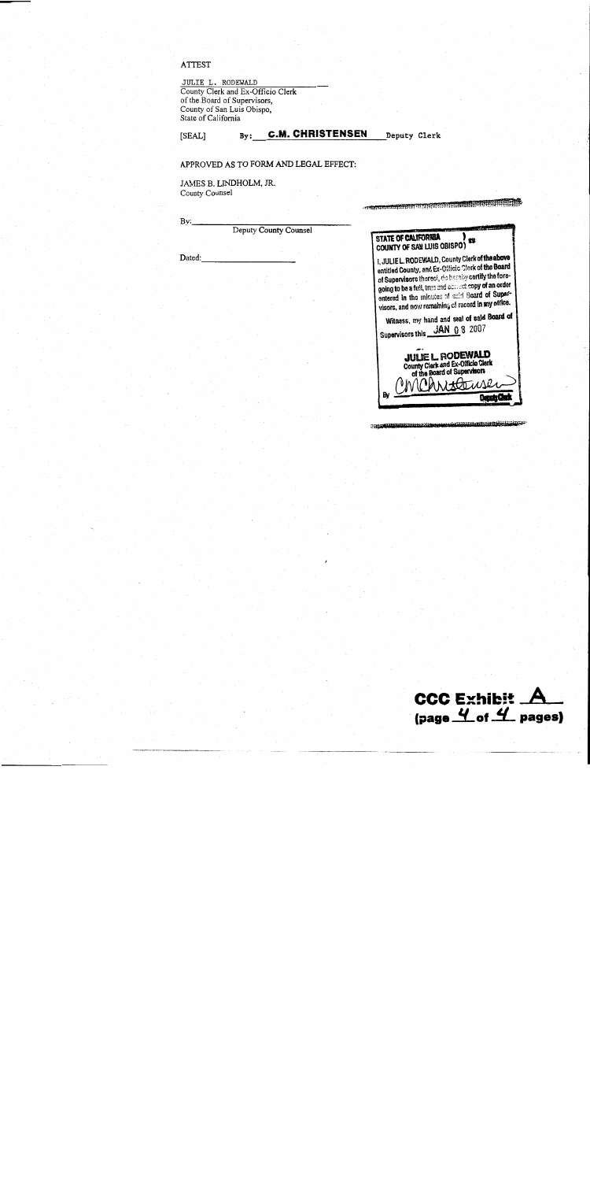ATTEST

JULIE L. RODEWALD
County Clerk and Ex-Officio Clerk
of the Board of Supervisors,
County of San Luis Obispo,
State of California

[SEAL] By: **C.M. CHRISTENSEN** Deputy Clerk

APPROVED AS TO FORM AND LEGAL EFFECT:

JAMES B. LINDHOLM, JR.
County Counsel

By: ______________________________
Deputy County Counsel

Dated: ____________________

STATE OF CALIFORNIA )
COUNTY OF SAN LUIS OBISPO ) ss

I, JULIE L. RODEWALD, County Clerk of the above entitled County, and Ex-Officio Clerk of the Board of Supervisors thereof, do hereby certify the foregoing to be a full, true and correct copy of an order entered in the minutes of said Board of Supervisors, and now remaining of record in my office.

Witness, my hand and seal of said Board of Supervisors this JAN 08 2007

**JULIE L. RODEWALD**
County Clerk and Ex-Officio Clerk
of the Board of Supervisors

By CMChristensen
Deputy Clerk

**CCC Exhibit A**
**(page 4 of 4 pages)**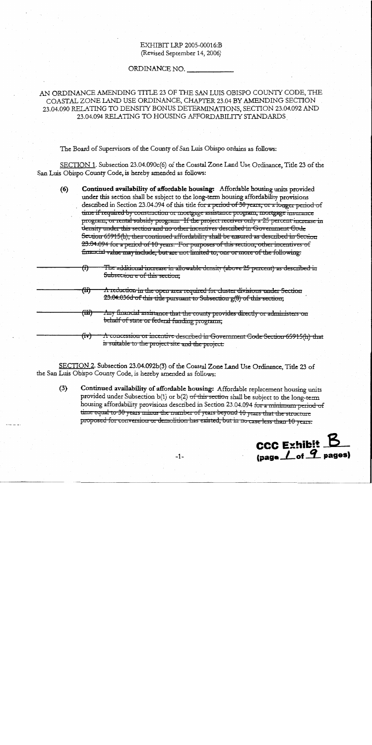EXHIBIT LRP 2005-00016:B
(Revised September 14, 2006)

ORDINANCE NO. ___________

AN ORDINANCE AMENDING TITLE 23 OF THE SAN LUIS OBISPO COUNTY CODE, THE COASTAL ZONE LAND USE ORDINANCE, CHAPTER 23.04 BY AMENDING SECTION 23.04.090 RELATING TO DENSITY BONUS DETERMINATIONS, SECTION 23.04.092 AND 23.04.094 RELATING TO HOUSING AFFORDABILITY STANDARDS

The Board of Supervisors of the County of San Luis Obispo ordains as follows:

SECTION 1. Subsection 23.04.090c(6) of the Coastal Zone Land Use Ordinance, Title 23 of the San Luis Obispo County Code, is hereby amended as follows:

**(6) Continued availability of affordable housing:** Affordable housing units provided under this section shall be subject to the long-term housing affordability provisions described in Section 23.04.094 of this title ~~for a period of 30 years, or a longer period of time if required by construction or mortgage assistance program, mortgage insurance program, or rental subsidy program. If the project receives only a 25 percent increase in density under this section and no other incentives described in Government Code Section 65915(h), then continued affordability shall be ensured as described in Section 23.04.094 for a period of 10 years. For purposes of this section, other incentives of financial value may include, but are not limited to, one or more of the following:~~

~~(i) The additional increase in allowable density (above 25 percent) as described in Subsection e of this section;~~

~~(ii) A reduction in the open area required for cluster divisions under Section 23.04.036d of this title pursuant to Subsection g(8) of this section;~~

~~(iii) Any financial assistance that the county provides directly or administers on behalf of state or federal funding programs;~~

~~(iv) A concession or incentive described in Government Code Section 65915(h) that is suitable to the project site and the project.~~

SECTION 2. Subsection 23.04.092b(3) of the Coastal Zone Land Use Ordinance, Title 23 of the San Luis Obispo County Code, is hereby amended as follows:

**(3) Continued availability of affordable housing:** Affordable replacement housing units provided under Subsection b(1) or b(2) ~~of this section~~ shall be subject to the long-term housing affordability provisions described in Section 23.04.094 ~~for a minimum period of time equal to 30 years minus the number of years beyond 10 years that the structure proposed for conversion or demolition has existed, but in no case less than 10 years.~~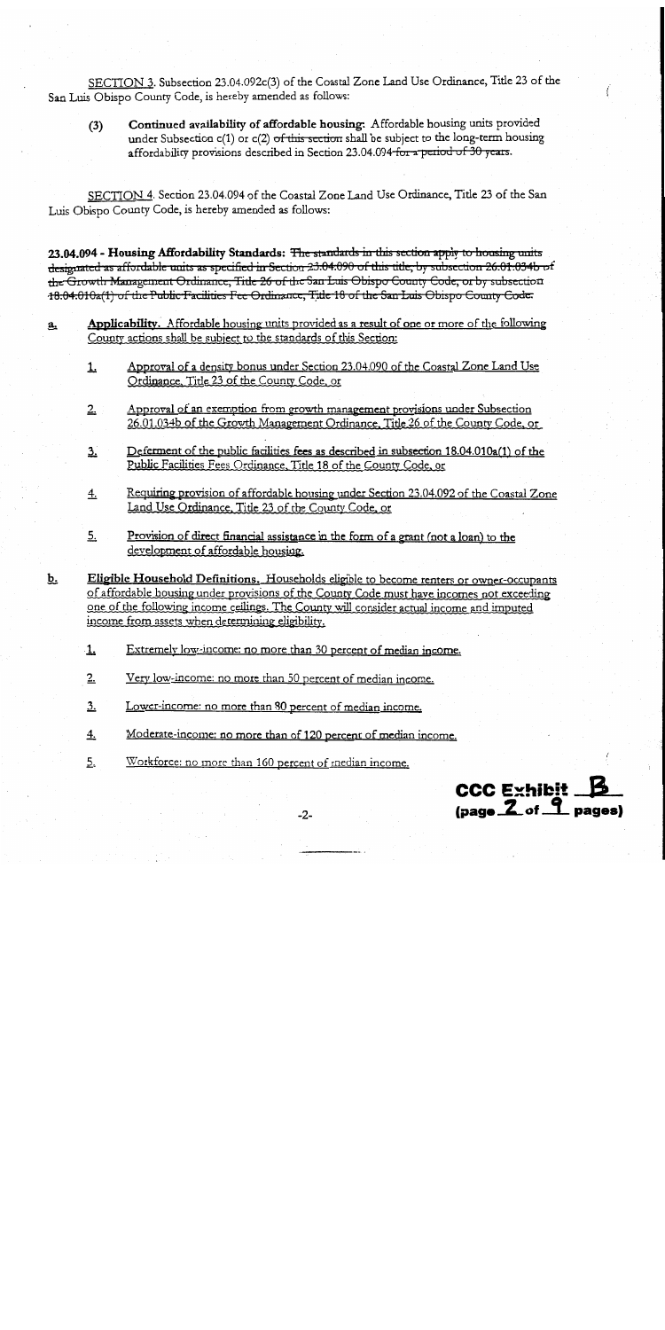SECTION 3. Subsection 23.04.092c(3) of the Coastal Zone Land Use Ordinance, Title 23 of the San Luis Obispo County Code, is hereby amended as follows:

(3) **Continued availability of affordable housing:** Affordable housing units provided under Subsection c(1) or c(2) ~~of this section~~ shall be subject to the long-term housing affordability provisions described in Section 23.04.094 ~~for a period of 30 years~~.

SECTION 4. Section 23.04.094 of the Coastal Zone Land Use Ordinance, Title 23 of the San Luis Obispo County Code, is hereby amended as follows:

**23.04.094 - Housing Affordability Standards:** ~~The standards in this section apply to housing units designated as affordable units as specified in Section 23.04.090 of this title, by subsection 26.01.034b of the Growth Management Ordinance, Title 26 of the San Luis Obispo County Code, or by subsection 18.04.010a(1) of the Public Facilities Fee Ordinance, Title 18 of the San Luis Obispo County Code.~~

a. **Applicability.** Affordable housing units provided as a result of one or more of the following County actions shall be subject to the standards of this Section:

1. Approval of a density bonus under Section 23.04.090 of the Coastal Zone Land Use Ordinance, Title 23 of the County Code, or

2. Approval of an exemption from growth management provisions under Subsection 26.01.034b of the Growth Management Ordinance, Title 26 of the County Code, or

3. Deferment of the public facilities fees as described in subsection 18.04.010a(1) of the Public Facilities Fees Ordinance, Title 18 of the County Code, or

4. Requiring provision of affordable housing under Section 23.04.092 of the Coastal Zone Land Use Ordinance, Title 23 of the County Code, or

5. Provision of direct financial assistance in the form of a grant (not a loan) to the development of affordable housing.

b. **Eligible Household Definitions.** Households eligible to become renters or owner-occupants of affordable housing under provisions of the County Code must have incomes not exceeding one of the following income ceilings. The County will consider actual income and imputed income from assets when determining eligibility.

1. Extremely low-income: no more than 30 percent of median income.

2. Very low-income: no more than 50 percent of median income.

3. Lower-income: no more than 80 percent of median income.

4. Moderate-income: no more than of 120 percent of median income.

5. Workforce: no more than 160 percent of median income.

CCC Exhibit B (page 2 of 9 pages)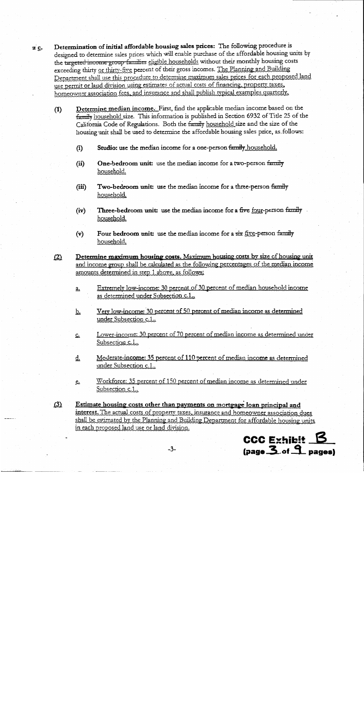~~a~~ c. **Determination of initial affordable housing sales prices:** The following procedure is designed to determine sales prices which will enable purchase of the affordable housing units by the ~~targeted income group families~~ eligible households without their monthly housing costs exceeding thirty or thirty-five percent of their gross incomes. The Planning and Building Department shall use this procedure to determine maximum sales prices for each proposed land use permit or land division using estimates of actual costs of financing, property taxes, homeowner association fees, and insurance and shall publish typical examples quarterly.

(1) **Determine median income.** First, find the applicable median income based on the ~~family~~ household size. This information is published in Section 6932 of Title 25 of the California Code of Regulations. Both the ~~family~~ household size and the size of the housing unit shall be used to determine the affordable housing sales price, as follows:

- (i) **Studio:** use the median income for a one-person ~~family~~ household.
- (ii) **One-bedroom unit:** use the median income for a two-person ~~family~~ household.
- (iii) **Two-bedroom unit:** use the median income for a three-person ~~family~~ household.
- (iv) **Three-bedroom unit:** use the median income for a ~~five~~ four-person ~~family~~ household.
- (v) **Four bedroom unit:** use the median income for a ~~six~~ five-person ~~family~~ household.

(2) **Determine maximum housing costs.** Maximum housing costs by size of housing unit and income group shall be calculated as the following percentages of the median income amounts determined in step 1 above, as follows:

- a. Extremely low-income: 30 percent of 30 percent of median household income as determined under Subsection c.1..
- b. Very low-income: 30 percent of 50 percent of median income as determined under Subsection c.1..
- c. Lower-income: 30 percent of 70 percent of median income as determined under Subsection c.1..
- d. Moderate-income: 35 percent of 110 percent of median income as determined under Subsection c.1..
- e. Workforce: 35 percent of 150 percent of median income as determined under Subsection c.1..

(3) **Estimate housing costs other than payments on mortgage loan principal and interest.** The actual costs of property taxes, insurance and homeowner association dues shall be estimated by the Planning and Building Department for affordable housing units in each proposed land use or land division.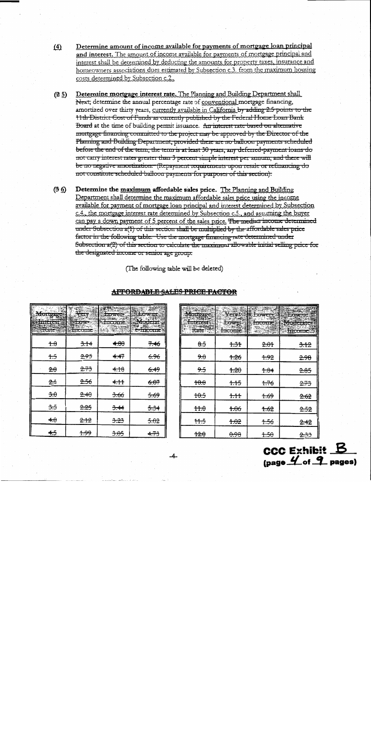(4) <u>Determine amount of income available for payments of mortgage loan principal and interest.</u> <u>The amount of income available for payments of mortgage principal and interest shall be determined by deducting the amounts for property taxes, insurance and homeowners associations dues estimated by Subsection c.3. from the maximum housing costs determined by Subsection c.2..</u>

(~~2~~ 5) <u>Determine mortgage interest rate.</u> The Planning and Building Department shall ~~Next,~~ determine the annual percentage rate of <u>conventional</u> mortgage financing, amortized over thirty years, <u>currently available in California</u> ~~by adding 2.5 points to the 11th District Cost of Funds as currently published by the Federal Home Loan Bank Board~~ at the time of building permit issuance. ~~An interest rate based on alternative mortgage financing committed to the project may be approved by the Director of the Planning and Building Department, provided there are no balloon payments scheduled before the end of the term, the term is at least 30 years, any deferred-payment loans do not carry interest rates greater than 3 percent simple interest per annum, and there will be no negative amortization. (Repayment requirements upon resale or refinancing do not constitute scheduled balloon payments for purposes of this section).~~

(~~3~~ 6) **Determine the <u>maximum</u> affordable sales price.** The Planning and Building Department shall determine the maximum affordable sales price using the income available for payment of mortgage loan principal and interest determined by Subsection c.4., the mortgage interest rate determined by Subsection c.5., and assuming the buyer can pay a down payment of 5 percent of the sales price. ~~The median income determined under Subsection a(1) of this section shall be multiplied by the affordable sales price factor in the following table. Use the mortgage financing rate determined under Subsection a(2) of this section to calculate the maximum allowable initial selling price for the designated income or senior age group.~~

(The following table will be deleted)

~~**AFFORDABLE SALES PRICE FACTOR**~~

| ~~Mortgage Interest Rate~~ | ~~Very Low-Income~~ | ~~Lower Income~~ | ~~Low or Moderate Income~~ |
|---|---|---|---|
| ~~1.0~~ | ~~3.14~~ | ~~4.80~~ | ~~7.46~~ |
| ~~1.5~~ | ~~2.93~~ | ~~4.47~~ | ~~6.96~~ |
| ~~2.0~~ | ~~2.73~~ | ~~4.18~~ | ~~6.49~~ |
| ~~2.5~~ | ~~2.56~~ | ~~4.11~~ | ~~6.07~~ |
| ~~3.0~~ | ~~2.40~~ | ~~3.66~~ | ~~5.69~~ |
| ~~3.5~~ | ~~2.25~~ | ~~3.44~~ | ~~5.34~~ |
| ~~4.0~~ | ~~2.12~~ | ~~3.23~~ | ~~5.02~~ |
| ~~4.5~~ | ~~1.99~~ | ~~3.05~~ | ~~4.73~~ |
| ~~8.5~~ | ~~1.31~~ | ~~2.01~~ | ~~3.12~~ |
| ~~9.0~~ | ~~1.26~~ | ~~1.92~~ | ~~2.98~~ |
| ~~9.5~~ | ~~1.20~~ | ~~1.84~~ | ~~2.85~~ |
| ~~10.0~~ | ~~1.15~~ | ~~1.76~~ | ~~2.73~~ |
| ~~10.5~~ | ~~1.11~~ | ~~1.69~~ | ~~2.62~~ |
| ~~11.0~~ | ~~1.06~~ | ~~1.62~~ | ~~2.52~~ |
| ~~11.5~~ | ~~1.02~~ | ~~1.56~~ | ~~2.42~~ |
| ~~12.0~~ | ~~0.98~~ | ~~1.50~~ | ~~2.33~~ |

**CCC Exhibit B (page 4 of 9 pages)**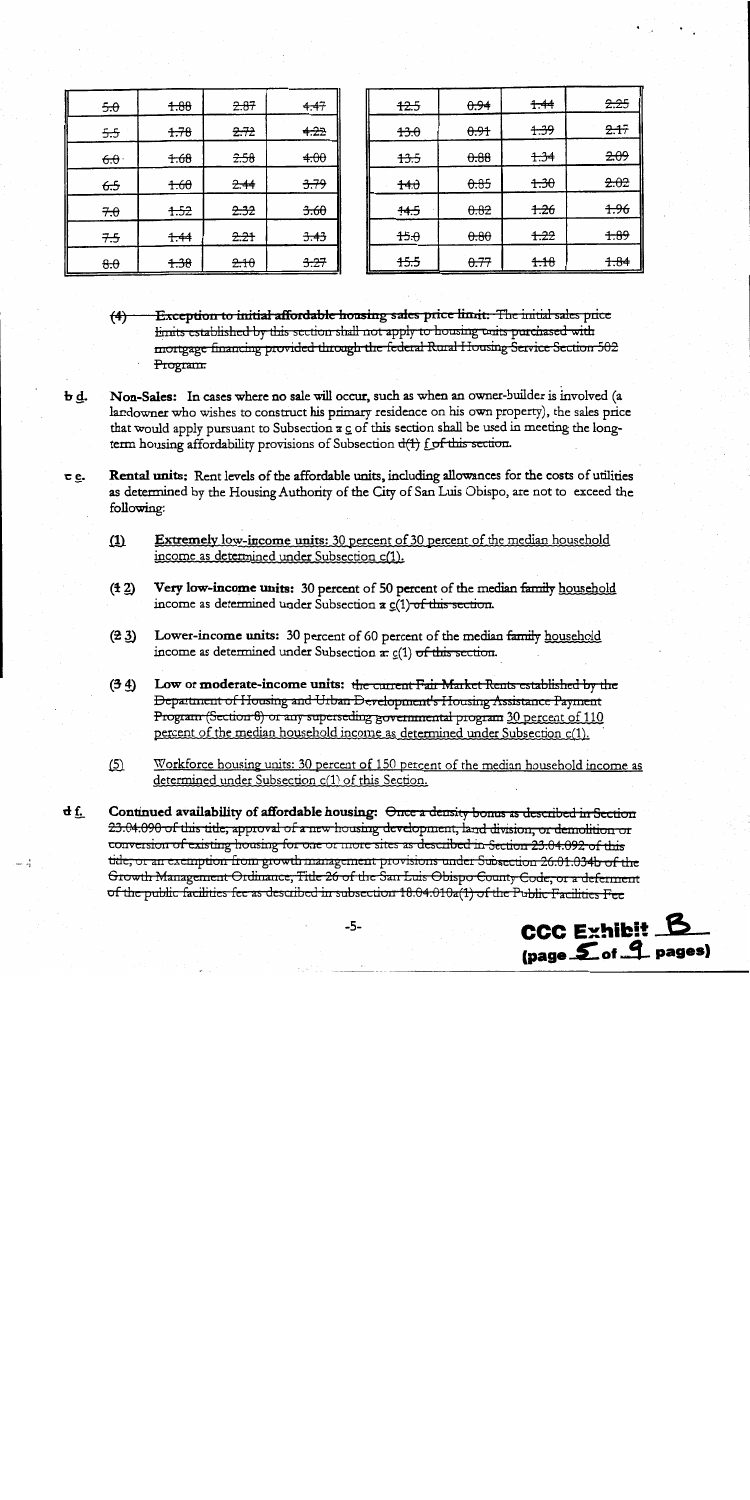| ~~5.0~~ | ~~1.88~~ | ~~2.87~~ | ~~4.47~~ |
|---|---|---|---|
| ~~5.5~~ | ~~1.78~~ | ~~2.72~~ | ~~4.22~~ |
| ~~6.0~~ | ~~1.68~~ | ~~2.58~~ | ~~4.00~~ |
| ~~6.5~~ | ~~1.60~~ | ~~2.44~~ | ~~3.79~~ |
| ~~7.0~~ | ~~1.52~~ | ~~2.32~~ | ~~3.60~~ |
| ~~7.5~~ | ~~1.44~~ | ~~2.21~~ | ~~3.43~~ |
| ~~8.0~~ | ~~1.38~~ | ~~2.10~~ | ~~3.27~~ |

| ~~12.5~~ | ~~0.94~~ | ~~1.44~~ | ~~2.25~~ |
|---|---|---|---|
| ~~13.0~~ | ~~0.91~~ | ~~1.39~~ | ~~2.17~~ |
| ~~13.5~~ | ~~0.88~~ | ~~1.34~~ | ~~2.09~~ |
| ~~14.0~~ | ~~0.85~~ | ~~1.30~~ | ~~2.02~~ |
| ~~14.5~~ | ~~0.82~~ | ~~1.26~~ | ~~1.96~~ |
| ~~15.0~~ | ~~0.80~~ | ~~1.22~~ | ~~1.89~~ |
| ~~15.5~~ | ~~0.77~~ | ~~1.18~~ | ~~1.84~~ |

~~(4) **Exception to initial affordable housing sales price limit:** The initial sales price limits established by this section shall not apply to housing units purchased with mortgage financing provided through the federal Rural Housing Service Section 502 Program.~~

~~b~~ d. **Non-Sales:** In cases where no sale will occur, such as when an owner-builder is involved (a landowner who wishes to construct his primary residence on his own property), the sales price that would apply pursuant to Subsection ~~a~~ g of this section shall be used in meeting the long-term housing affordability provisions of Subsection ~~d(1)~~ f ~~of this section~~.

~~c~~ e. **Rental units:** Rent levels of the affordable units, including allowances for the costs of utilities as determined by the Housing Authority of the City of San Luis Obispo, are not to exceed the following:

(1) Extremely low-income units: 30 percent of 30 percent of the median household income as determined under Subsection c(1).

(~~1~~ 2) **Very low-income units:** 30 percent of 50 percent of the median ~~family~~ household income as determined under Subsection ~~a~~ c(1) ~~of this section~~.

(~~2~~ 3) **Lower-income units:** 30 percent of 60 percent of the median ~~family~~ household income as determined under Subsection ~~a~~ c(1) ~~of this section~~.

(~~3~~ 4) **Low or moderate-income units:** ~~the current Fair Market Rents established by the Department of Housing and Urban Development's Housing Assistance Payment Program (Section 8) or any superseding governmental program~~ 30 percent of 110 percent of the median household income as determined under Subsection c(1).

(5) Workforce housing units: 30 percent of 150 percent of the median household income as determined under Subsection c(1) of this Section.

~~d~~ f. **Continued availability of affordable housing:** ~~Once a density bonus as described in Section 23.04.090 of this title, approval of a new housing development, land division, or demolition or conversion of existing housing for one or more sites as described in Section 23.04.092 of this title, or an exemption from growth management provisions under Subsection 26.01.034b of the Growth Management Ordinance, Title 26 of the San Luis Obispo County Code, or a deferment of the public facilities fee as described in subsection 18.04.010a(1) of the Public Facilities Fee~~

-5-

CCC Exhibit B (page 5 of 9 pages)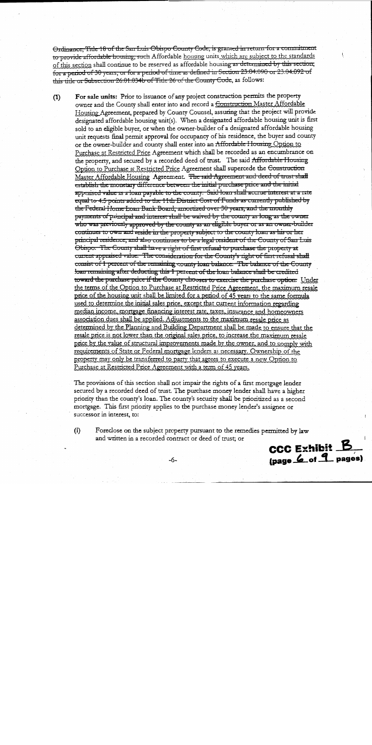~~Ordinance, Title 18 of the San Luis Obispo County Code, is granted in return for a commitment to provide affordable housing,~~ such Affordable <u>housing</u> units <u>which are subject to the standards of this section</u> shall continue to be reserved as affordable housing ~~as determined by this section, for a period of 30 years, or for a period of time as defined in Section 23.04.090 or 23.04.092 of this title or Subsection 26.01.034b of Title 26 of the County Code~~, as follows:

**(1) For sale units:** Prior to issuance of any project construction permits the property owner and the County shall enter into and record a ~~Construction~~ <u>Master Affordable Housing</u> Agreement, prepared by County Counsel, assuring that the project will provide designated affordable housing unit(s). When a designated affordable housing unit is first sold to an eligible buyer, or when the owner-builder of a designated affordable housing unit requests final permit approval for occupancy of his residence, the buyer and county or the owner-builder and county shall enter into an ~~Affordable Housing~~ <u>Option to Purchase at Restricted Price</u> Agreement which shall be recorded as an encumbrance on the property, and secured by a recorded deed of trust. The said ~~Affordable Housing~~ <u>Option to Purchase at Restricted Price</u> Agreement shall supercede the ~~Construction~~ <u>Master Affordable Housing</u> Agreement. ~~The said Agreement and deed of trust shall establish the monetary difference between the initial purchase price and the initial appraised value as a loan payable to the county. Said loan shall accrue interest at a rate equal to 4.5 points added to the 11th District Cost of Funds as currently published by the Federal Home Loan Bank Board, amortized over 30 years, and the monthly payments of principal and interest shall be waived by the county as long as the owner who was previously approved by the county as an eligible buyer or as an owner-builder continues to own and reside in the property subject to the county loan as his or her principal residence, and also continues to be a legal resident of the County of San Luis Obispo. The County shall have a right of first refusal to purchase the property at current appraised value. The consideration for the County's right of first refusal shall consist of 1 percent of the remaining county loan balance. The balance of the County loan remaining after deducting this 1 percent of the loan balance shall be credited toward the purchase price if the County chooses to exercise the purchase option.~~ <u>Under the terms of the Option to Purchase at Restricted Price Agreement, the maximum resale price of the housing unit shall be limited for a period of 45 years to the same formula used to determine the initial sales price, except that current information regarding median income, mortgage financing interest rate, taxes, insurance and homeowners association dues shall be applied. Adjustments to the maximum resale price as determined by the Planning and Building Department shall be made to ensure that the resale price is not lower than the original sales price, to increase the maximum resale price by the value of structural improvements made by the owner, and to comply with requirements of State or Federal mortgage lenders as necessary. Ownership of the property may only be transferred to party that agrees to execute a new Option to Purchase at Restricted Price Agreement with a term of 45 years.</u>

The provisions of this section shall not impair the rights of a first mortgage lender secured by a recorded deed of trust. The purchase money lender shall have a higher priority than the county's loan. The county's security shall be prioritized as a second mortgage. This first priority applies to the purchase money lender's assignee or successor in interest, to:

(i) Foreclose on the subject property pursuant to the remedies permitted by law and written in a recorded contract or deed of trust; or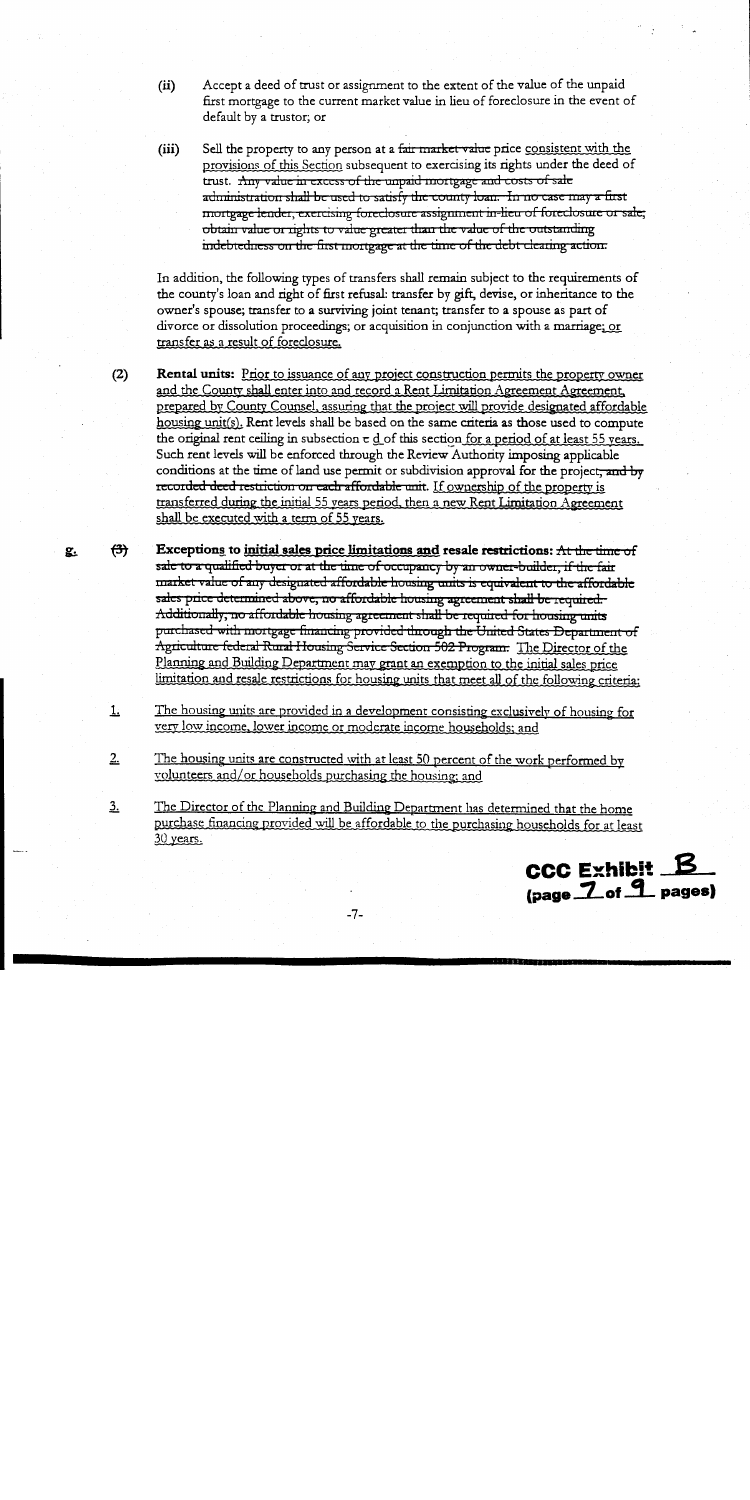(ii) Accept a deed of trust or assignment to the extent of the value of the unpaid first mortgage to the current market value in lieu of foreclosure in the event of default by a trustor; or

(iii) Sell the property to any person at a ~~fair market value~~ price consistent with the provisions of this Section subsequent to exercising its rights under the deed of trust. ~~Any value in excess of the unpaid mortgage and costs of sale administration shall be used to satisfy the county loan. In no case may a first mortgage lender, exercising foreclosure assignment in-lieu of foreclosure or sale, obtain value or rights to value greater than the value of the outstanding indebtedness on the first mortgage at the time of the debt clearing action.~~

In addition, the following types of transfers shall remain subject to the requirements of the county's loan and right of first refusal: transfer by gift, devise, or inheritance to the owner's spouse; transfer to a surviving joint tenant; transfer to a spouse as part of divorce or dissolution proceedings; or acquisition in conjunction with a marriage; or transfer as a result of foreclosure.

(2) **Rental units:** Prior to issuance of any project construction permits the property owner and the County shall enter into and record a Rent Limitation Agreement Agreement, prepared by County Counsel, assuring that the project will provide designated affordable housing unit(s). Rent levels shall be based on the same criteria as those used to compute the original rent ceiling in subsection ~~c~~ d of this section for a period of at least 55 years. Such rent levels will be enforced through the Review Authority imposing applicable conditions at the time of land use permit or subdivision approval for the project~~, and by recorded deed restriction on each affordable unit~~. If ownership of the property is transferred during the initial 55 years period, then a new Rent Limitation Agreement shall be executed with a term of 55 years.

g. ~~(3)~~ **Exceptions to initial sales price limitations and resale restrictions:** ~~At the time of sale to a qualified buyer or at the time of occupancy by an owner-builder, if the fair market value of any designated affordable housing units is equivalent to the affordable sales price determined above, no affordable housing agreement shall be required. Additionally, no affordable housing agreement shall be required for housing units purchased with mortgage financing provided through the United States Department of Agriculture federal Rural Housing Service Section 502 Program.~~ The Director of the Planning and Building Department may grant an exemption to the initial sales price limitation and resale restrictions for housing units that meet all of the following criteria:

1. The housing units are provided in a development consisting exclusively of housing for very low income, lower income or moderate income households; and

2. The housing units are constructed with at least 50 percent of the work performed by volunteers and/or households purchasing the housing; and

3. The Director of the Planning and Building Department has determined that the home purchase financing provided will be affordable to the purchasing households for at least 30 years.

CCC Exhibit B (page 7 of 9 pages)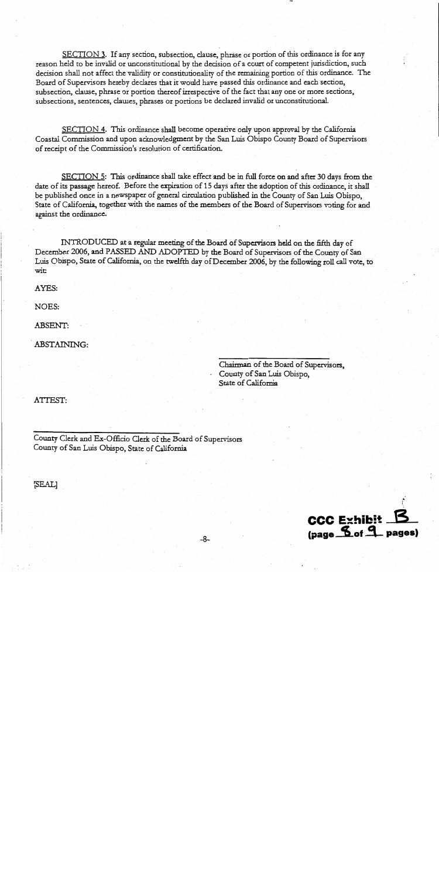SECTION 3. If any section, subsection, clause, phrase or portion of this ordinance is for any reason held to be invalid or unconstitutional by the decision of a court of competent jurisdiction, such decision shall not affect the validity or constitutionality of the remaining portion of this ordinance. The Board of Supervisors hereby declares that it would have passed this ordinance and each section, subsection, clause, phrase or portion thereof irrespective of the fact that any one or more sections, subsections, sentences, clauses, phrases or portions be declared invalid or unconstitutional.

SECTION 4. This ordinance shall become operative only upon approval by the California Coastal Commission and upon acknowledgment by the San Luis Obispo County Board of Supervisors of receipt of the Commission's resolution of certification.

SECTION 5: This ordinance shall take effect and be in full force on and after 30 days from the date of its passage hereof. Before the expiration of 15 days after the adoption of this ordinance, it shall be published once in a newspaper of general circulation published in the County of San Luis Obispo, State of California, together with the names of the members of the Board of Supervisors voting for and against the ordinance.

INTRODUCED at a regular meeting of the Board of Supervisors held on the fifth day of December 2006, and PASSED AND ADOPTED by the Board of Supervisors of the County of San Luis Obispo, State of California, on the twelfth day of December 2006, by the following roll call vote, to wit:

AYES:

NOES:

ABSENT:

ABSTAINING:

\_\_\_\_\_\_\_\_\_\_\_\_\_\_\_\_\_\_\_\_\_\_\_\_\_\_
Chairman of the Board of Supervisors,
County of San Luis Obispo,
State of California

ATTEST:

\_\_\_\_\_\_\_\_\_\_\_\_\_\_\_\_\_\_\_\_\_\_\_\_\_\_
County Clerk and Ex-Officio Clerk of the Board of Supervisors
County of San Luis Obispo, State of California

[SEAL]

CCC Exhibit B
(page 8 of 9 pages)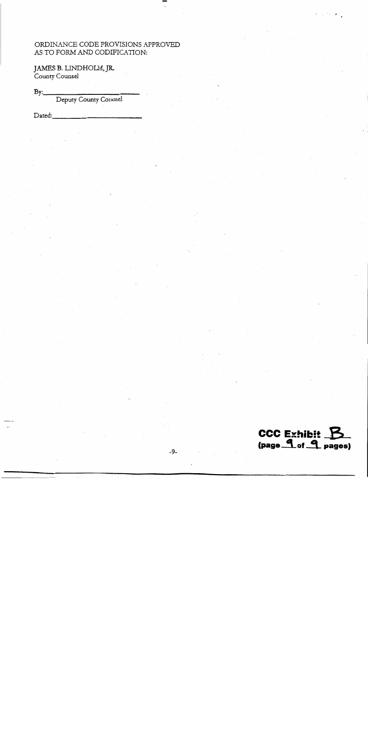ORDINANCE CODE PROVISIONS APPROVED
AS TO FORM AND CODIFICATION:

JAMES B. LINDHOLM, JR.
County Counsel

By:\_\_\_\_\_\_\_\_\_\_\_\_\_\_\_\_\_\_\_\_\_\_\_\_\_
Deputy County Counsel

Dated:\_\_\_\_\_\_\_\_\_\_\_\_\_\_\_\_\_\_\_\_\_\_\_\_\_

**CCC Exhibit B**
**(page 9 of 9 pages)**